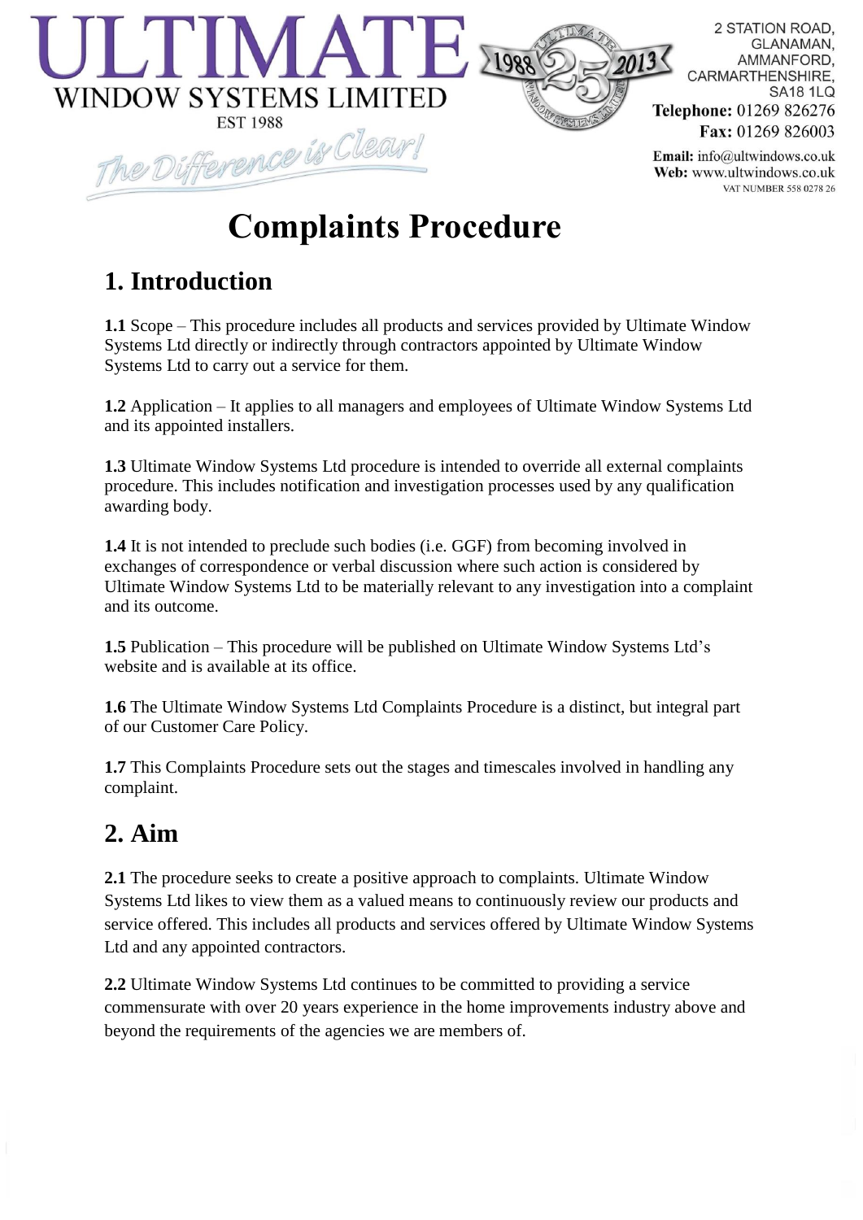# ULTIMATE

WINDOW SYSTEMS LIMITED

EST 1988

*The Difference is Clear!*

1988 25 2013

2 STATION ROAD,
GLANAMAN,
AMMANFORD,
CARMARTHENSHIRE,
SA18 1LQ

**Telephone:** 01269 826276
**Fax:** 01269 826003
**Email:** info@ultwindows.co.uk
**Web:** www.ultwindows.co.uk
VAT NUMBER 558 0278 26

# Complaints Procedure

## 1. Introduction

**1.1** Scope – This procedure includes all products and services provided by Ultimate Window Systems Ltd directly or indirectly through contractors appointed by Ultimate Window Systems Ltd to carry out a service for them.

**1.2** Application – It applies to all managers and employees of Ultimate Window Systems Ltd and its appointed installers.

**1.3** Ultimate Window Systems Ltd procedure is intended to override all external complaints procedure. This includes notification and investigation processes used by any qualification awarding body.

**1.4** It is not intended to preclude such bodies (i.e. GGF) from becoming involved in exchanges of correspondence or verbal discussion where such action is considered by Ultimate Window Systems Ltd to be materially relevant to any investigation into a complaint and its outcome.

**1.5** Publication – This procedure will be published on Ultimate Window Systems Ltd's website and is available at its office.

**1.6** The Ultimate Window Systems Ltd Complaints Procedure is a distinct, but integral part of our Customer Care Policy.

**1.7** This Complaints Procedure sets out the stages and timescales involved in handling any complaint.

## 2. Aim

**2.1** The procedure seeks to create a positive approach to complaints. Ultimate Window Systems Ltd likes to view them as a valued means to continuously review our products and service offered. This includes all products and services offered by Ultimate Window Systems Ltd and any appointed contractors.

**2.2** Ultimate Window Systems Ltd continues to be committed to providing a service commensurate with over 20 years experience in the home improvements industry above and beyond the requirements of the agencies we are members of.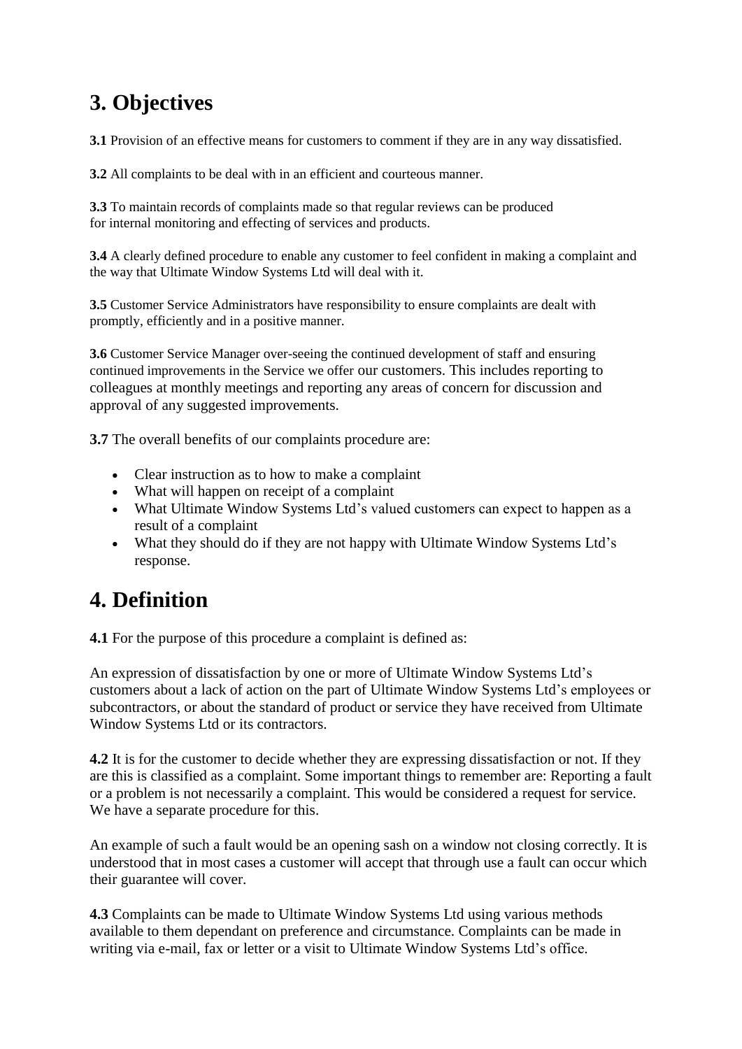# 3. Objectives

**3.1** Provision of an effective means for customers to comment if they are in any way dissatisfied.

**3.2** All complaints to be deal with in an efficient and courteous manner.

**3.3** To maintain records of complaints made so that regular reviews can be produced for internal monitoring and effecting of services and products.

**3.4** A clearly defined procedure to enable any customer to feel confident in making a complaint and the way that Ultimate Window Systems Ltd will deal with it.

**3.5** Customer Service Administrators have responsibility to ensure complaints are dealt with promptly, efficiently and in a positive manner.

**3.6** Customer Service Manager over-seeing the continued development of staff and ensuring continued improvements in the Service we offer our customers. This includes reporting to colleagues at monthly meetings and reporting any areas of concern for discussion and approval of any suggested improvements.

**3.7** The overall benefits of our complaints procedure are:

- Clear instruction as to how to make a complaint
- What will happen on receipt of a complaint
- What Ultimate Window Systems Ltd's valued customers can expect to happen as a result of a complaint
- What they should do if they are not happy with Ultimate Window Systems Ltd's response.

# 4. Definition

**4.1** For the purpose of this procedure a complaint is defined as:

An expression of dissatisfaction by one or more of Ultimate Window Systems Ltd's customers about a lack of action on the part of Ultimate Window Systems Ltd's employees or subcontractors, or about the standard of product or service they have received from Ultimate Window Systems Ltd or its contractors.

**4.2** It is for the customer to decide whether they are expressing dissatisfaction or not. If they are this is classified as a complaint. Some important things to remember are: Reporting a fault or a problem is not necessarily a complaint. This would be considered a request for service. We have a separate procedure for this.

An example of such a fault would be an opening sash on a window not closing correctly. It is understood that in most cases a customer will accept that through use a fault can occur which their guarantee will cover.

**4.3** Complaints can be made to Ultimate Window Systems Ltd using various methods available to them dependant on preference and circumstance. Complaints can be made in writing via e-mail, fax or letter or a visit to Ultimate Window Systems Ltd's office.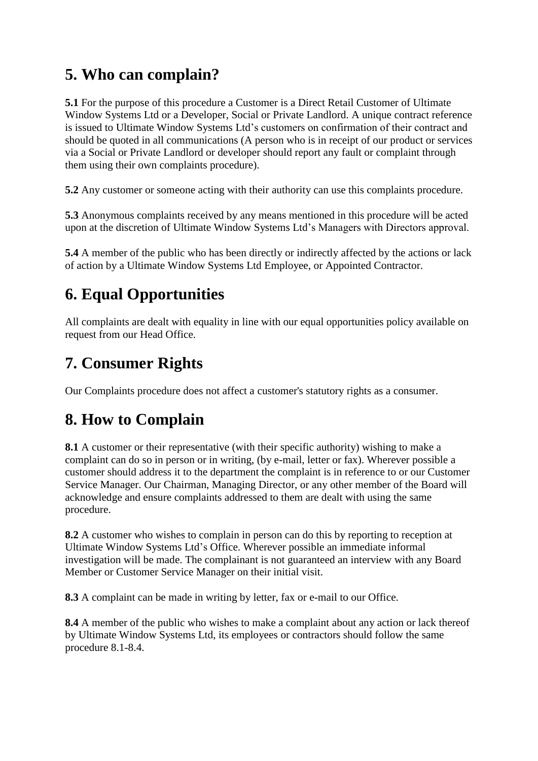## 5. Who can complain?

**5.1** For the purpose of this procedure a Customer is a Direct Retail Customer of Ultimate Window Systems Ltd or a Developer, Social or Private Landlord. A unique contract reference is issued to Ultimate Window Systems Ltd's customers on confirmation of their contract and should be quoted in all communications (A person who is in receipt of our product or services via a Social or Private Landlord or developer should report any fault or complaint through them using their own complaints procedure).

**5.2** Any customer or someone acting with their authority can use this complaints procedure.

**5.3** Anonymous complaints received by any means mentioned in this procedure will be acted upon at the discretion of Ultimate Window Systems Ltd's Managers with Directors approval.

**5.4** A member of the public who has been directly or indirectly affected by the actions or lack of action by a Ultimate Window Systems Ltd Employee, or Appointed Contractor.

## 6. Equal Opportunities

All complaints are dealt with equality in line with our equal opportunities policy available on request from our Head Office.

## 7. Consumer Rights

Our Complaints procedure does not affect a customer's statutory rights as a consumer.

## 8. How to Complain

**8.1** A customer or their representative (with their specific authority) wishing to make a complaint can do so in person or in writing, (by e-mail, letter or fax). Wherever possible a customer should address it to the department the complaint is in reference to or our Customer Service Manager. Our Chairman, Managing Director, or any other member of the Board will acknowledge and ensure complaints addressed to them are dealt with using the same procedure.

**8.2** A customer who wishes to complain in person can do this by reporting to reception at Ultimate Window Systems Ltd's Office. Wherever possible an immediate informal investigation will be made. The complainant is not guaranteed an interview with any Board Member or Customer Service Manager on their initial visit.

**8.3** A complaint can be made in writing by letter, fax or e-mail to our Office.

**8.4** A member of the public who wishes to make a complaint about any action or lack thereof by Ultimate Window Systems Ltd, its employees or contractors should follow the same procedure 8.1-8.4.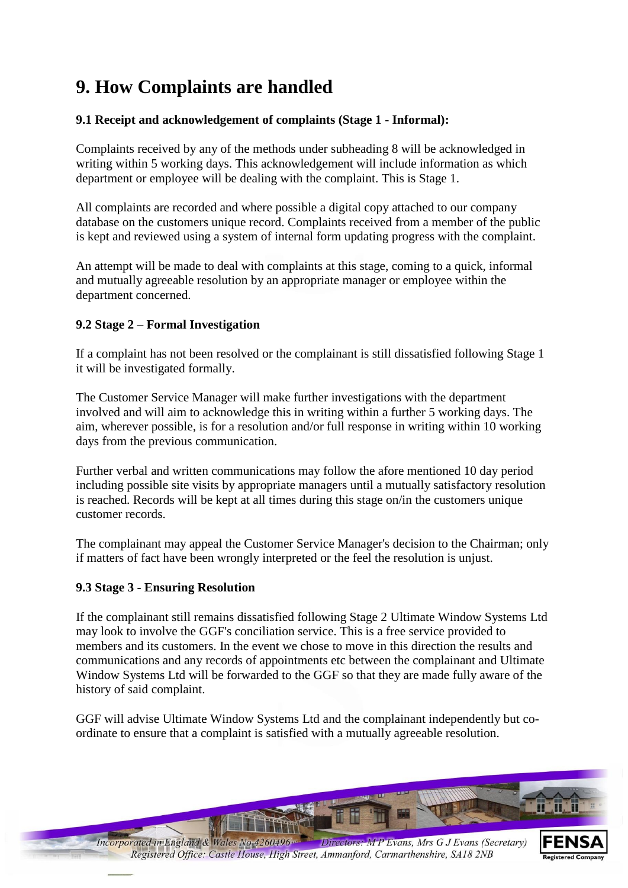# 9. How Complaints are handled

### 9.1 Receipt and acknowledgement of complaints (Stage 1 - Informal):

Complaints received by any of the methods under subheading 8 will be acknowledged in writing within 5 working days. This acknowledgement will include information as which department or employee will be dealing with the complaint. This is Stage 1.

All complaints are recorded and where possible a digital copy attached to our company database on the customers unique record. Complaints received from a member of the public is kept and reviewed using a system of internal form updating progress with the complaint.

An attempt will be made to deal with complaints at this stage, coming to a quick, informal and mutually agreeable resolution by an appropriate manager or employee within the department concerned.

### 9.2 Stage 2 – Formal Investigation

If a complaint has not been resolved or the complainant is still dissatisfied following Stage 1 it will be investigated formally.

The Customer Service Manager will make further investigations with the department involved and will aim to acknowledge this in writing within a further 5 working days. The aim, wherever possible, is for a resolution and/or full response in writing within 10 working days from the previous communication.

Further verbal and written communications may follow the afore mentioned 10 day period including possible site visits by appropriate managers until a mutually satisfactory resolution is reached. Records will be kept at all times during this stage on/in the customers unique customer records.

The complainant may appeal the Customer Service Manager's decision to the Chairman; only if matters of fact have been wrongly interpreted or the feel the resolution is unjust.

### 9.3 Stage 3 - Ensuring Resolution

If the complainant still remains dissatisfied following Stage 2 Ultimate Window Systems Ltd may look to involve the GGF's conciliation service. This is a free service provided to members and its customers. In the event we chose to move in this direction the results and communications and any records of appointments etc between the complainant and Ultimate Window Systems Ltd will be forwarded to the GGF so that they are made fully aware of the history of said complaint.

GGF will advise Ultimate Window Systems Ltd and the complainant independently but co-ordinate to ensure that a complaint is satisfied with a mutually agreeable resolution.